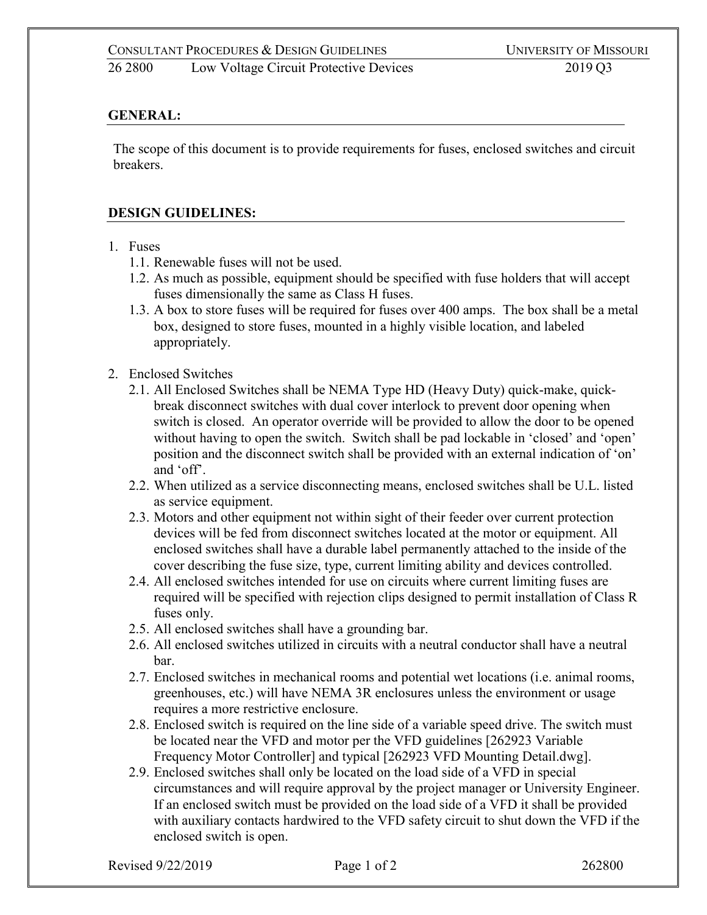## GENERAL:

The scope of this document is to provide requirements for fuses, enclosed switches and circuit breakers.

## DESIGN GUIDELINES:

1. Fuses
   - 1.1. Renewable fuses will not be used.
   - 1.2. As much as possible, equipment should be specified with fuse holders that will accept fuses dimensionally the same as Class H fuses.
   - 1.3. A box to store fuses will be required for fuses over 400 amps. The box shall be a metal box, designed to store fuses, mounted in a highly visible location, and labeled appropriately.
2. Enclosed Switches
   - 2.1. All Enclosed Switches shall be NEMA Type HD (Heavy Duty) quick-make, quick-break disconnect switches with dual cover interlock to prevent door opening when switch is closed. An operator override will be provided to allow the door to be opened without having to open the switch. Switch shall be pad lockable in 'closed' and 'open' position and the disconnect switch shall be provided with an external indication of 'on' and 'off'.
   - 2.2. When utilized as a service disconnecting means, enclosed switches shall be U.L. listed as service equipment.
   - 2.3. Motors and other equipment not within sight of their feeder over current protection devices will be fed from disconnect switches located at the motor or equipment. All enclosed switches shall have a durable label permanently attached to the inside of the cover describing the fuse size, type, current limiting ability and devices controlled.
   - 2.4. All enclosed switches intended for use on circuits where current limiting fuses are required will be specified with rejection clips designed to permit installation of Class R fuses only.
   - 2.5. All enclosed switches shall have a grounding bar.
   - 2.6. All enclosed switches utilized in circuits with a neutral conductor shall have a neutral bar.
   - 2.7. Enclosed switches in mechanical rooms and potential wet locations (i.e. animal rooms, greenhouses, etc.) will have NEMA 3R enclosures unless the environment or usage requires a more restrictive enclosure.
   - 2.8. Enclosed switch is required on the line side of a variable speed drive. The switch must be located near the VFD and motor per the VFD guidelines [262923 Variable Frequency Motor Controller] and typical [262923 VFD Mounting Detail.dwg].
   - 2.9. Enclosed switches shall only be located on the load side of a VFD in special circumstances and will require approval by the project manager or University Engineer. If an enclosed switch must be provided on the load side of a VFD it shall be provided with auxiliary contacts hardwired to the VFD safety circuit to shut down the VFD if the enclosed switch is open.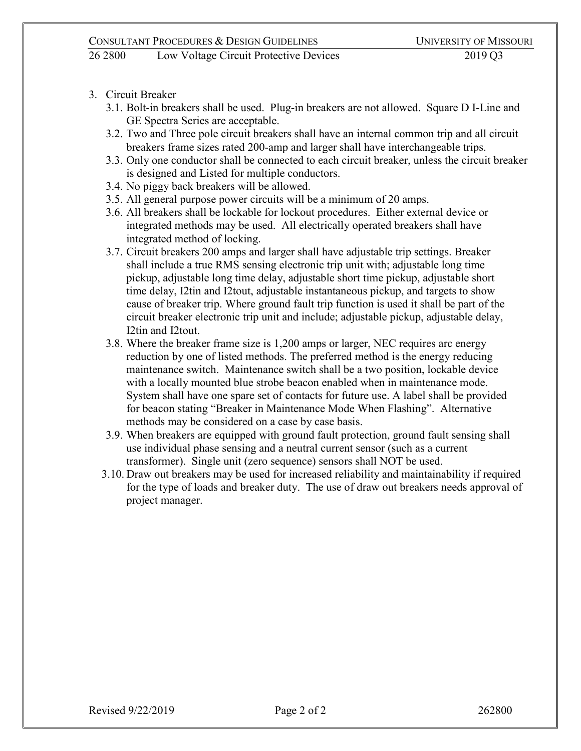3. Circuit Breaker
    - 3.1. Bolt-in breakers shall be used. Plug-in breakers are not allowed. Square D I-Line and GE Spectra Series are acceptable.
    - 3.2. Two and Three pole circuit breakers shall have an internal common trip and all circuit breakers frame sizes rated 200-amp and larger shall have interchangeable trips.
    - 3.3. Only one conductor shall be connected to each circuit breaker, unless the circuit breaker is designed and Listed for multiple conductors.
    - 3.4. No piggy back breakers will be allowed.
    - 3.5. All general purpose power circuits will be a minimum of 20 amps.
    - 3.6. All breakers shall be lockable for lockout procedures. Either external device or integrated methods may be used. All electrically operated breakers shall have integrated method of locking.
    - 3.7. Circuit breakers 200 amps and larger shall have adjustable trip settings. Breaker shall include a true RMS sensing electronic trip unit with; adjustable long time pickup, adjustable long time delay, adjustable short time pickup, adjustable short time delay, I2tin and I2tout, adjustable instantaneous pickup, and targets to show cause of breaker trip. Where ground fault trip function is used it shall be part of the circuit breaker electronic trip unit and include; adjustable pickup, adjustable delay, I2tin and I2tout.
    - 3.8. Where the breaker frame size is 1,200 amps or larger, NEC requires arc energy reduction by one of listed methods. The preferred method is the energy reducing maintenance switch. Maintenance switch shall be a two position, lockable device with a locally mounted blue strobe beacon enabled when in maintenance mode. System shall have one spare set of contacts for future use. A label shall be provided for beacon stating "Breaker in Maintenance Mode When Flashing". Alternative methods may be considered on a case by case basis.
    - 3.9. When breakers are equipped with ground fault protection, ground fault sensing shall use individual phase sensing and a neutral current sensor (such as a current transformer). Single unit (zero sequence) sensors shall NOT be used.
    - 3.10. Draw out breakers may be used for increased reliability and maintainability if required for the type of loads and breaker duty. The use of draw out breakers needs approval of project manager.